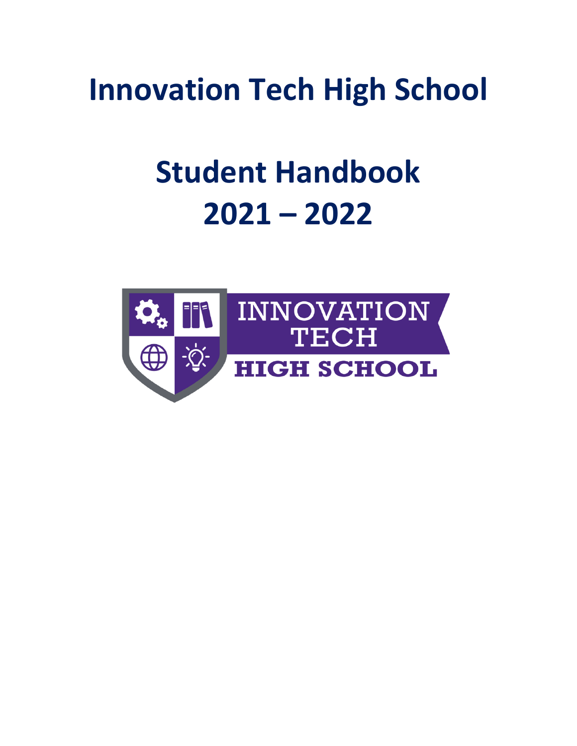# Innovation Tech High School

# Student Handbook
# 2021 – 2022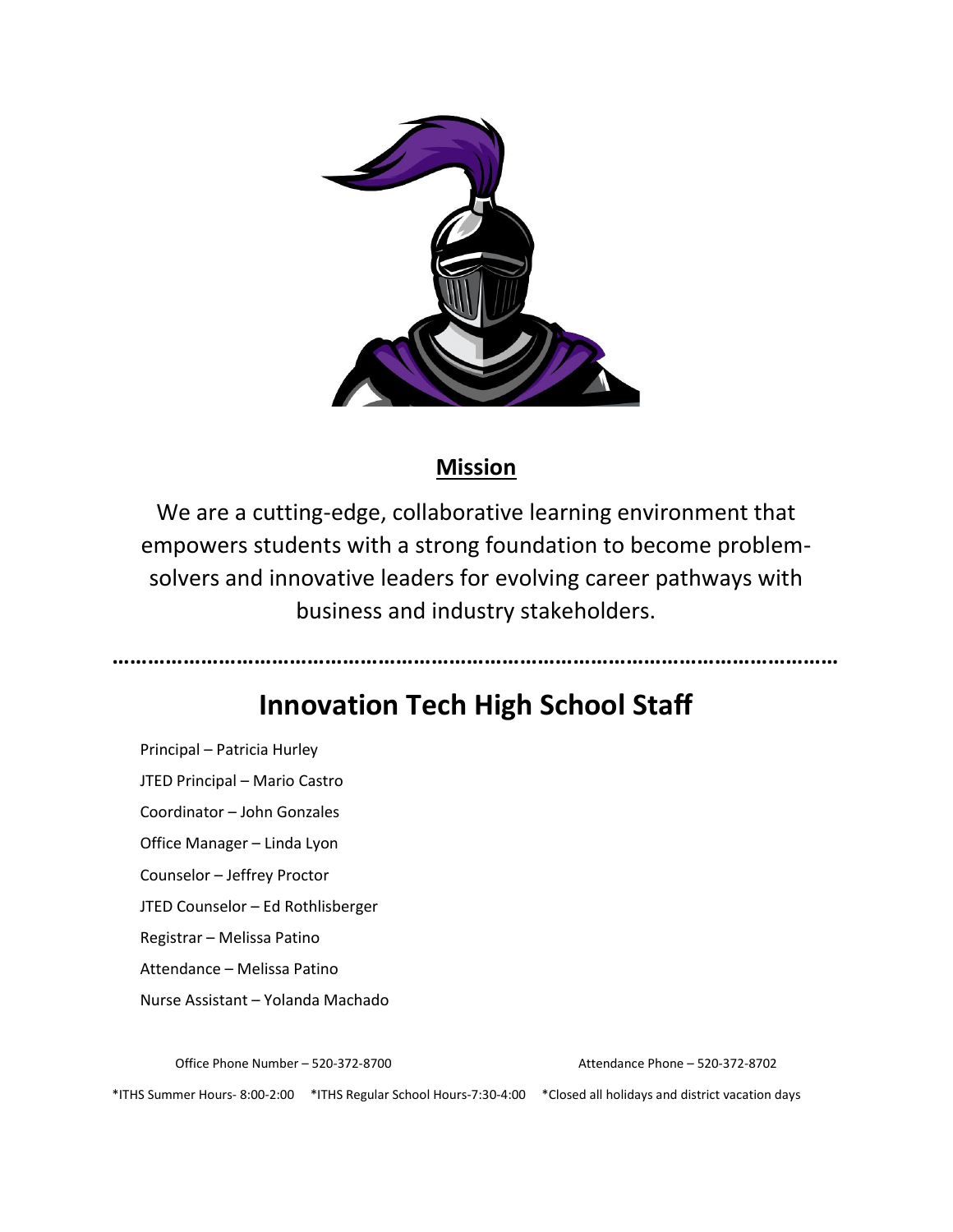## Mission

We are a cutting-edge, collaborative learning environment that empowers students with a strong foundation to become problem-solvers and innovative leaders for evolving career pathways with business and industry stakeholders.

…………………………………………………………………………………………………………

# Innovation Tech High School Staff

Principal – Patricia Hurley

JTED Principal – Mario Castro

Coordinator – John Gonzales

Office Manager – Linda Lyon

Counselor – Jeffrey Proctor

JTED Counselor – Ed Rothlisberger

Registrar – Melissa Patino

Attendance – Melissa Patino

Nurse Assistant – Yolanda Machado

Office Phone Number – 520-372-8700

Attendance Phone – 520-372-8702

*ITHS Summer Hours- 8:00-2:00 *ITHS Regular School Hours-7:30-4:00 *Closed all holidays and district vacation days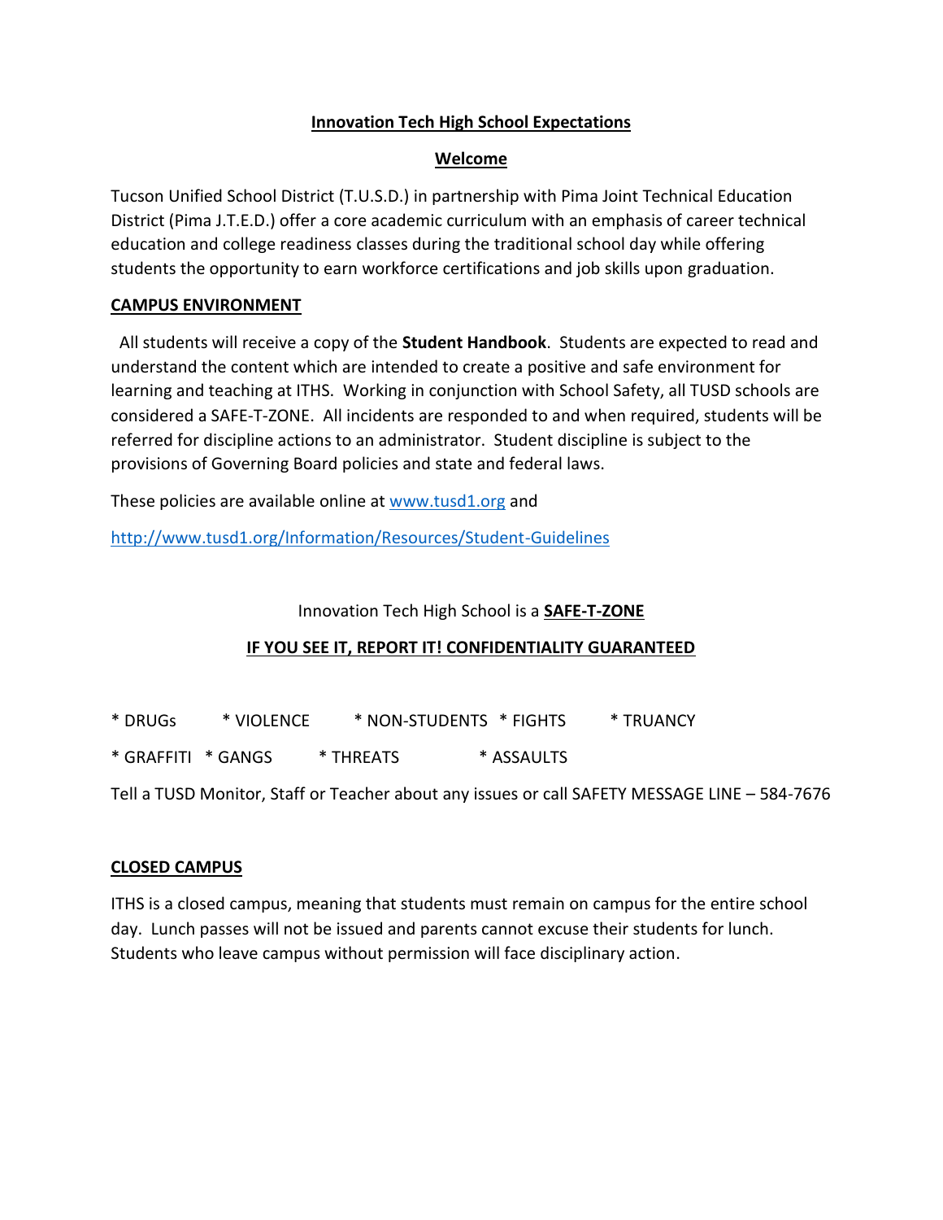# Innovation Tech High School Expectations

## Welcome

Tucson Unified School District (T.U.S.D.) in partnership with Pima Joint Technical Education District (Pima J.T.E.D.) offer a core academic curriculum with an emphasis of career technical education and college readiness classes during the traditional school day while offering students the opportunity to earn workforce certifications and job skills upon graduation.

## CAMPUS ENVIRONMENT

All students will receive a copy of the **Student Handbook**. Students are expected to read and understand the content which are intended to create a positive and safe environment for learning and teaching at ITHS. Working in conjunction with School Safety, all TUSD schools are considered a SAFE-T-ZONE. All incidents are responded to and when required, students will be referred for discipline actions to an administrator. Student discipline is subject to the provisions of Governing Board policies and state and federal laws.

These policies are available online at [www.tusd1.org](http://www.tusd1.org) and

[http://www.tusd1.org/Information/Resources/Student-Guidelines](http://www.tusd1.org/Information/Resources/Student-Guidelines)

Innovation Tech High School is a **SAFE-T-ZONE**

**IF YOU SEE IT, REPORT IT! CONFIDENTIALITY GUARANTEED**

* DRUGs * VIOLENCE * NON-STUDENTS * FIGHTS * TRUANCY

* GRAFFITI * GANGS * THREATS * ASSAULTS

Tell a TUSD Monitor, Staff or Teacher about any issues or call SAFETY MESSAGE LINE – 584-7676

## CLOSED CAMPUS

ITHS is a closed campus, meaning that students must remain on campus for the entire school day. Lunch passes will not be issued and parents cannot excuse their students for lunch. Students who leave campus without permission will face disciplinary action.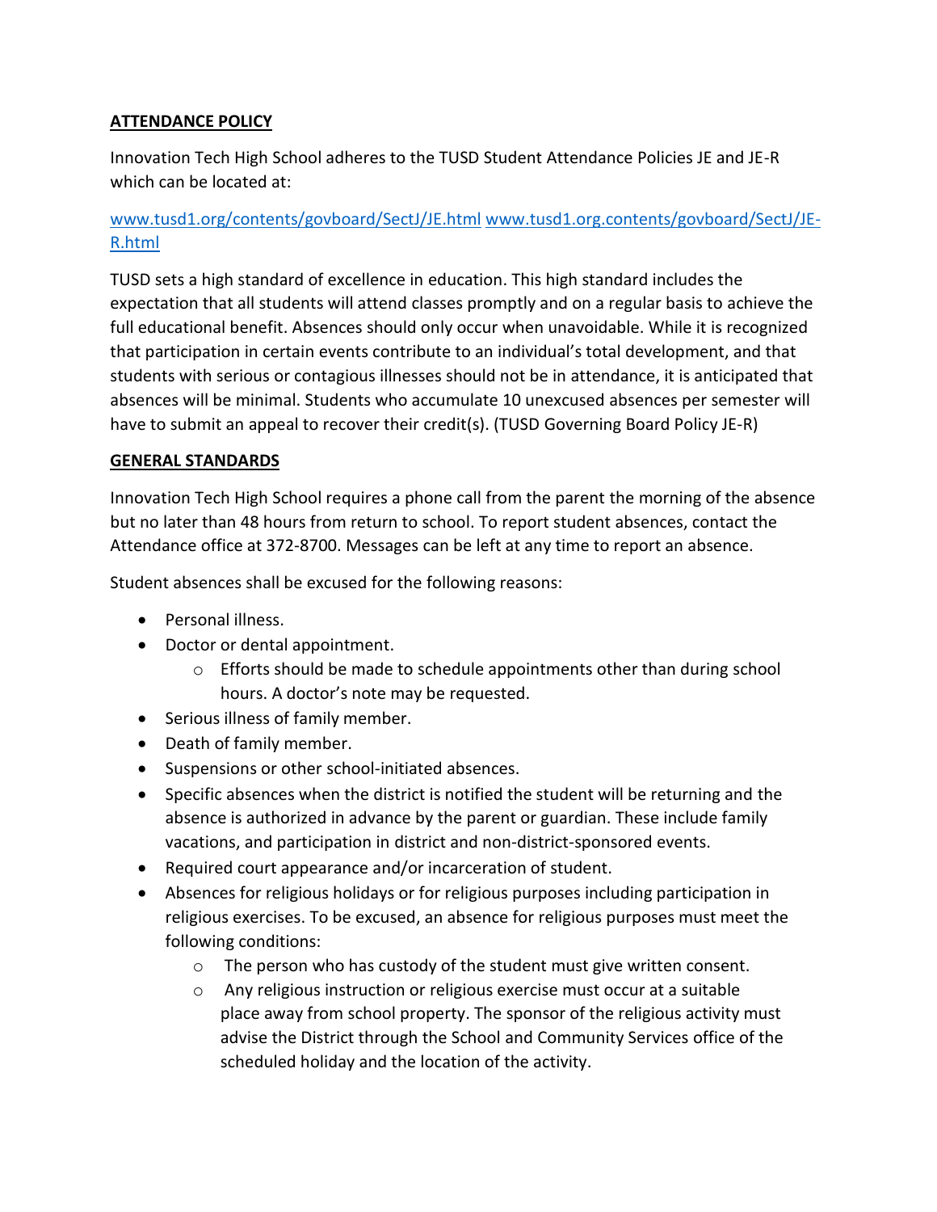## ATTENDANCE POLICY

Innovation Tech High School adheres to the TUSD Student Attendance Policies JE and JE-R which can be located at:

[www.tusd1.org/contents/govboard/SectJ/JE.html](www.tusd1.org/contents/govboard/SectJ/JE.html) [www.tusd1.org.contents/govboard/SectJ/JE-R.html](www.tusd1.org.contents/govboard/SectJ/JE-R.html)

TUSD sets a high standard of excellence in education. This high standard includes the expectation that all students will attend classes promptly and on a regular basis to achieve the full educational benefit. Absences should only occur when unavoidable. While it is recognized that participation in certain events contribute to an individual's total development, and that students with serious or contagious illnesses should not be in attendance, it is anticipated that absences will be minimal. Students who accumulate 10 unexcused absences per semester will have to submit an appeal to recover their credit(s). (TUSD Governing Board Policy JE-R)

## GENERAL STANDARDS

Innovation Tech High School requires a phone call from the parent the morning of the absence but no later than 48 hours from return to school. To report student absences, contact the Attendance office at 372-8700. Messages can be left at any time to report an absence.

Student absences shall be excused for the following reasons:

- Personal illness.
- Doctor or dental appointment.
  - Efforts should be made to schedule appointments other than during school hours. A doctor's note may be requested.
- Serious illness of family member.
- Death of family member.
- Suspensions or other school-initiated absences.
- Specific absences when the district is notified the student will be returning and the absence is authorized in advance by the parent or guardian. These include family vacations, and participation in district and non-district-sponsored events.
- Required court appearance and/or incarceration of student.
- Absences for religious holidays or for religious purposes including participation in religious exercises. To be excused, an absence for religious purposes must meet the following conditions:
  - The person who has custody of the student must give written consent.
  - Any religious instruction or religious exercise must occur at a suitable place away from school property. The sponsor of the religious activity must advise the District through the School and Community Services office of the scheduled holiday and the location of the activity.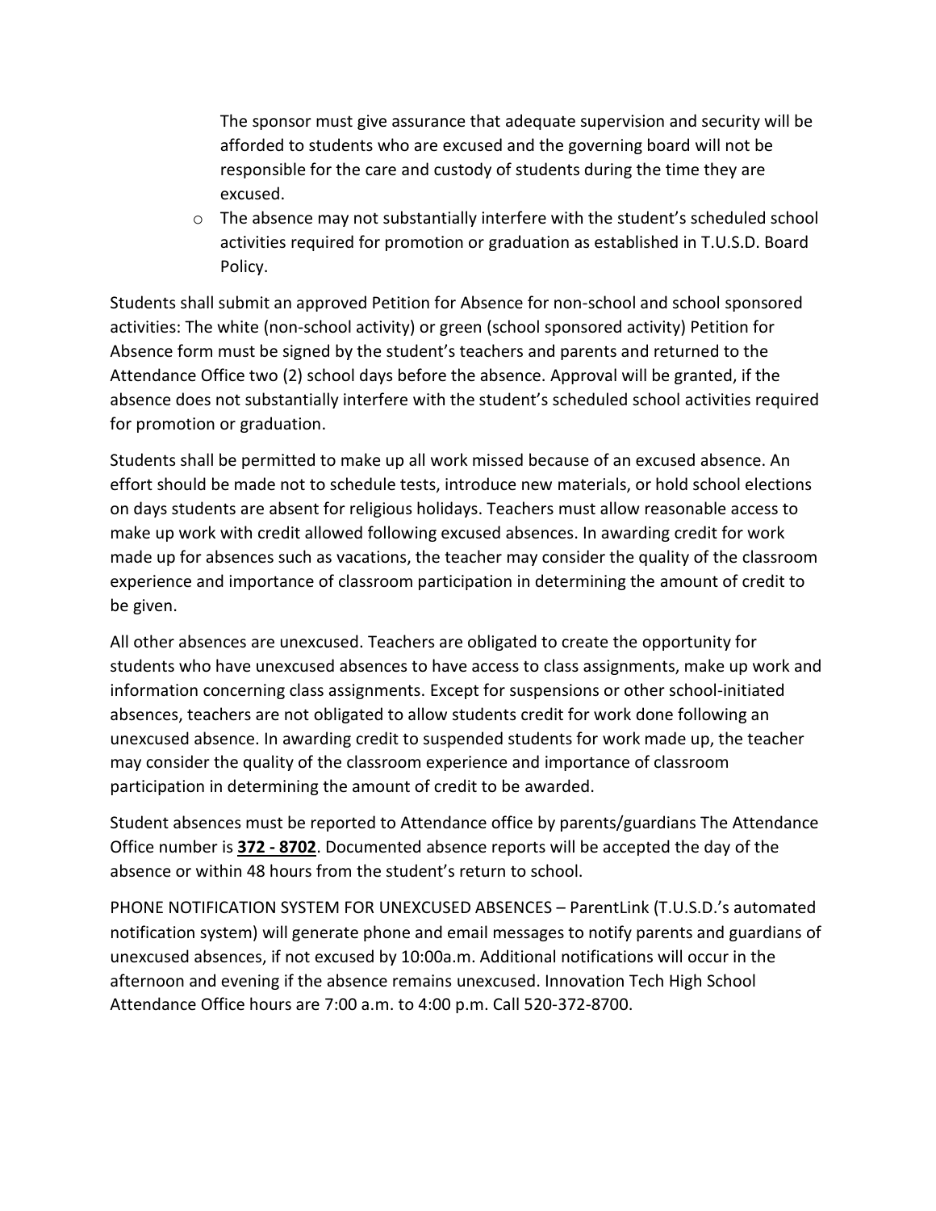The sponsor must give assurance that adequate supervision and security will be afforded to students who are excused and the governing board will not be responsible for the care and custody of students during the time they are excused.

- The absence may not substantially interfere with the student's scheduled school activities required for promotion or graduation as established in T.U.S.D. Board Policy.

Students shall submit an approved Petition for Absence for non-school and school sponsored activities: The white (non-school activity) or green (school sponsored activity) Petition for Absence form must be signed by the student's teachers and parents and returned to the Attendance Office two (2) school days before the absence. Approval will be granted, if the absence does not substantially interfere with the student's scheduled school activities required for promotion or graduation.

Students shall be permitted to make up all work missed because of an excused absence. An effort should be made not to schedule tests, introduce new materials, or hold school elections on days students are absent for religious holidays. Teachers must allow reasonable access to make up work with credit allowed following excused absences. In awarding credit for work made up for absences such as vacations, the teacher may consider the quality of the classroom experience and importance of classroom participation in determining the amount of credit to be given.

All other absences are unexcused. Teachers are obligated to create the opportunity for students who have unexcused absences to have access to class assignments, make up work and information concerning class assignments. Except for suspensions or other school-initiated absences, teachers are not obligated to allow students credit for work done following an unexcused absence. In awarding credit to suspended students for work made up, the teacher may consider the quality of the classroom experience and importance of classroom participation in determining the amount of credit to be awarded.

Student absences must be reported to Attendance office by parents/guardians The Attendance Office number is **372 - 8702**. Documented absence reports will be accepted the day of the absence or within 48 hours from the student's return to school.

PHONE NOTIFICATION SYSTEM FOR UNEXCUSED ABSENCES – ParentLink (T.U.S.D.'s automated notification system) will generate phone and email messages to notify parents and guardians of unexcused absences, if not excused by 10:00a.m. Additional notifications will occur in the afternoon and evening if the absence remains unexcused. Innovation Tech High School Attendance Office hours are 7:00 a.m. to 4:00 p.m. Call 520-372-8700.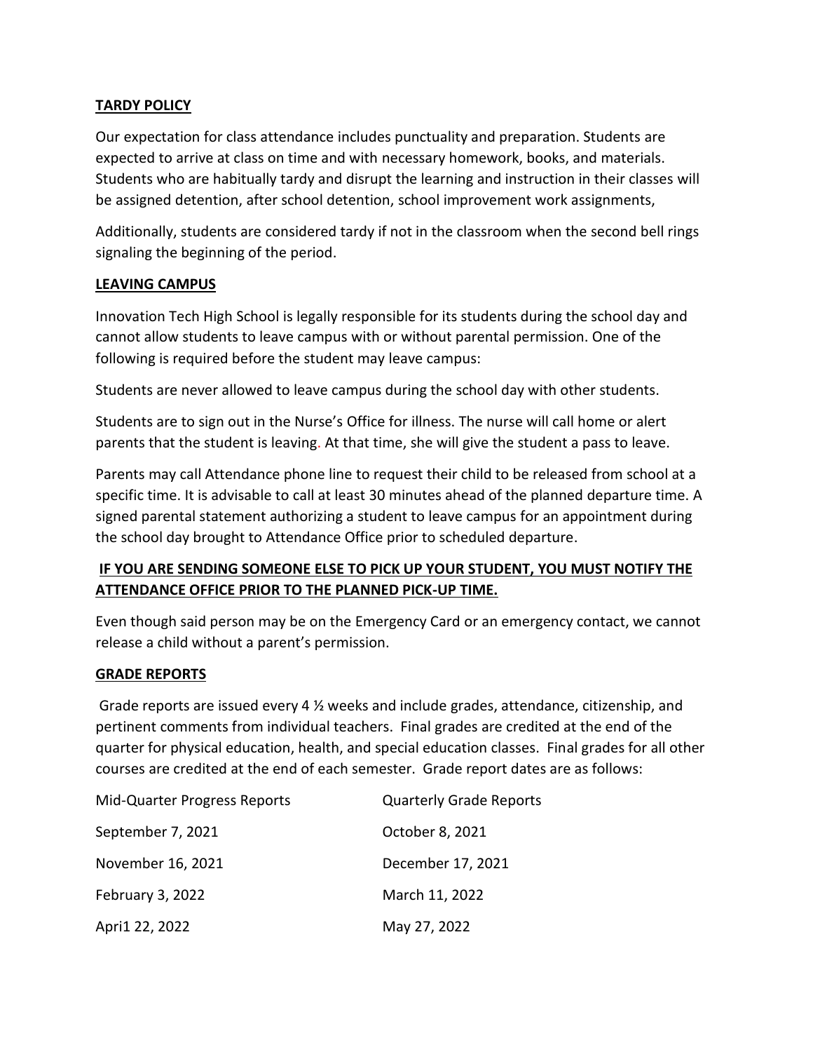## TARDY POLICY

Our expectation for class attendance includes punctuality and preparation. Students are expected to arrive at class on time and with necessary homework, books, and materials. Students who are habitually tardy and disrupt the learning and instruction in their classes will be assigned detention, after school detention, school improvement work assignments,

Additionally, students are considered tardy if not in the classroom when the second bell rings signaling the beginning of the period.

## LEAVING CAMPUS

Innovation Tech High School is legally responsible for its students during the school day and cannot allow students to leave campus with or without parental permission. One of the following is required before the student may leave campus:

Students are never allowed to leave campus during the school day with other students.

Students are to sign out in the Nurse's Office for illness. The nurse will call home or alert parents that the student is leaving. At that time, she will give the student a pass to leave.

Parents may call Attendance phone line to request their child to be released from school at a specific time. It is advisable to call at least 30 minutes ahead of the planned departure time. A signed parental statement authorizing a student to leave campus for an appointment during the school day brought to Attendance Office prior to scheduled departure.

**IF YOU ARE SENDING SOMEONE ELSE TO PICK UP YOUR STUDENT, YOU MUST NOTIFY THE ATTENDANCE OFFICE PRIOR TO THE PLANNED PICK-UP TIME.**

Even though said person may be on the Emergency Card or an emergency contact, we cannot release a child without a parent's permission.

## GRADE REPORTS

Grade reports are issued every 4 ½ weeks and include grades, attendance, citizenship, and pertinent comments from individual teachers. Final grades are credited at the end of the quarter for physical education, health, and special education classes. Final grades for all other courses are credited at the end of each semester. Grade report dates are as follows:

| Mid-Quarter Progress Reports | Quarterly Grade Reports |
|---|---|
| September 7, 2021 | October 8, 2021 |
| November 16, 2021 | December 17, 2021 |
| February 3, 2022 | March 11, 2022 |
| Apri1 22, 2022 | May 27, 2022 |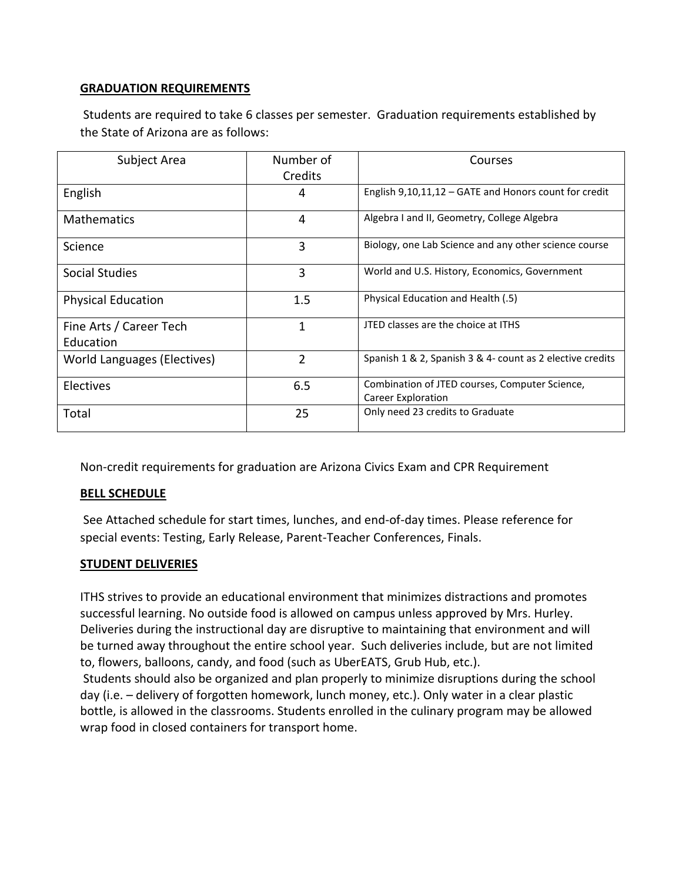## GRADUATION REQUIREMENTS

Students are required to take 6 classes per semester. Graduation requirements established by the State of Arizona are as follows:

| Subject Area | Number of Credits | Courses |
| --- | --- | --- |
| English | 4 | English 9,10,11,12 – GATE and Honors count for credit |
| Mathematics | 4 | Algebra I and II, Geometry, College Algebra |
| Science | 3 | Biology, one Lab Science and any other science course |
| Social Studies | 3 | World and U.S. History, Economics, Government |
| Physical Education | 1.5 | Physical Education and Health (.5) |
| Fine Arts / Career Tech Education | 1 | JTED classes are the choice at ITHS |
| World Languages (Electives) | 2 | Spanish 1 & 2, Spanish 3 & 4- count as 2 elective credits |
| Electives | 6.5 | Combination of JTED courses, Computer Science, Career Exploration |
| Total | 25 | Only need 23 credits to Graduate |

Non-credit requirements for graduation are Arizona Civics Exam and CPR Requirement

## BELL SCHEDULE

See Attached schedule for start times, lunches, and end-of-day times. Please reference for special events: Testing, Early Release, Parent-Teacher Conferences, Finals.

## STUDENT DELIVERIES

ITHS strives to provide an educational environment that minimizes distractions and promotes successful learning. No outside food is allowed on campus unless approved by Mrs. Hurley. Deliveries during the instructional day are disruptive to maintaining that environment and will be turned away throughout the entire school year. Such deliveries include, but are not limited to, flowers, balloons, candy, and food (such as UberEATS, Grub Hub, etc.).

Students should also be organized and plan properly to minimize disruptions during the school day (i.e. – delivery of forgotten homework, lunch money, etc.). Only water in a clear plastic bottle, is allowed in the classrooms. Students enrolled in the culinary program may be allowed wrap food in closed containers for transport home.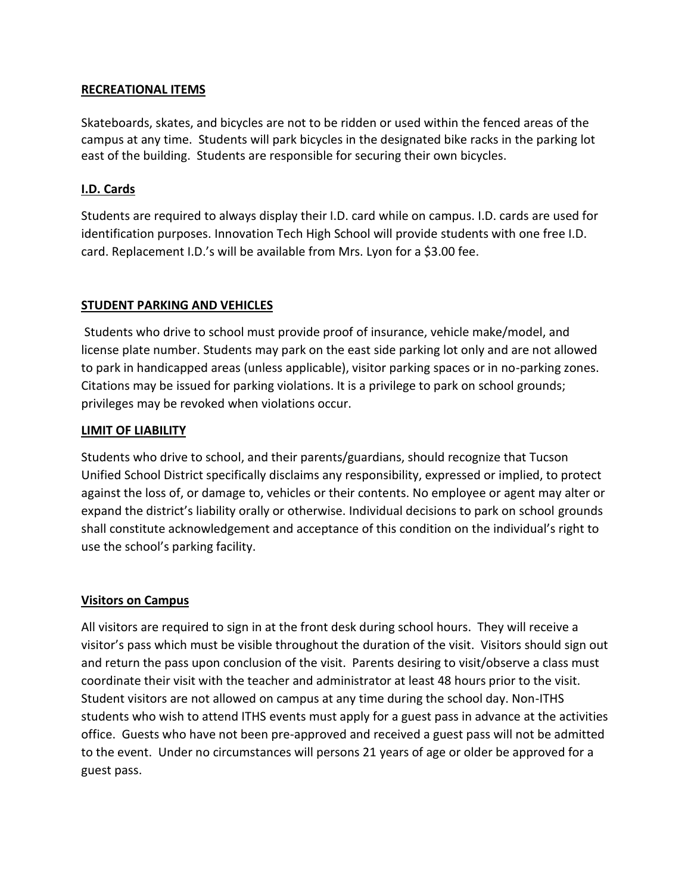## RECREATIONAL ITEMS

Skateboards, skates, and bicycles are not to be ridden or used within the fenced areas of the campus at any time. Students will park bicycles in the designated bike racks in the parking lot east of the building. Students are responsible for securing their own bicycles.

## I.D. Cards

Students are required to always display their I.D. card while on campus. I.D. cards are used for identification purposes. Innovation Tech High School will provide students with one free I.D. card. Replacement I.D.'s will be available from Mrs. Lyon for a $3.00 fee.

## STUDENT PARKING AND VEHICLES

Students who drive to school must provide proof of insurance, vehicle make/model, and license plate number. Students may park on the east side parking lot only and are not allowed to park in handicapped areas (unless applicable), visitor parking spaces or in no-parking zones. Citations may be issued for parking violations. It is a privilege to park on school grounds; privileges may be revoked when violations occur.

## LIMIT OF LIABILITY

Students who drive to school, and their parents/guardians, should recognize that Tucson Unified School District specifically disclaims any responsibility, expressed or implied, to protect against the loss of, or damage to, vehicles or their contents. No employee or agent may alter or expand the district's liability orally or otherwise. Individual decisions to park on school grounds shall constitute acknowledgement and acceptance of this condition on the individual's right to use the school's parking facility.

## Visitors on Campus

All visitors are required to sign in at the front desk during school hours. They will receive a visitor's pass which must be visible throughout the duration of the visit. Visitors should sign out and return the pass upon conclusion of the visit. Parents desiring to visit/observe a class must coordinate their visit with the teacher and administrator at least 48 hours prior to the visit. Student visitors are not allowed on campus at any time during the school day. Non-ITHS students who wish to attend ITHS events must apply for a guest pass in advance at the activities office. Guests who have not been pre-approved and received a guest pass will not be admitted to the event. Under no circumstances will persons 21 years of age or older be approved for a guest pass.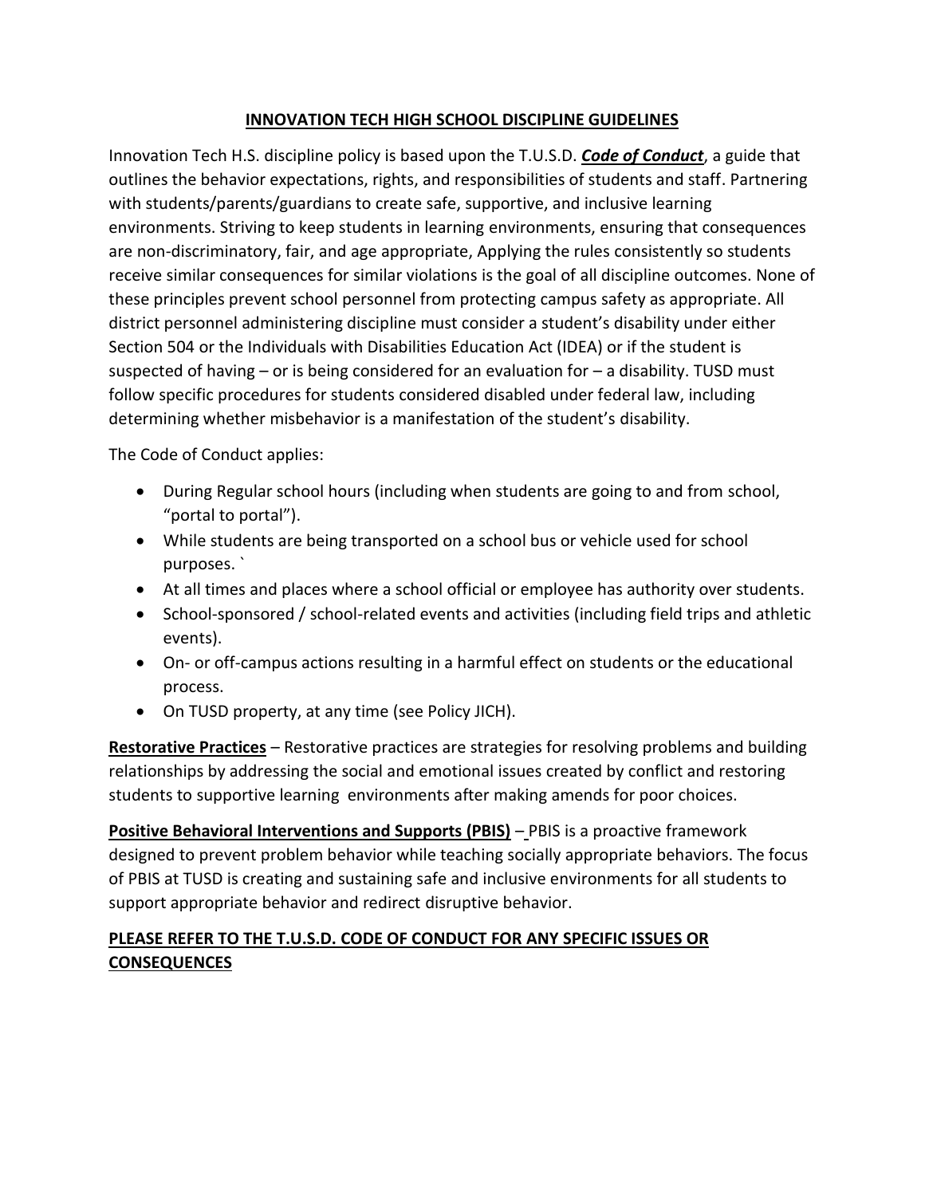## INNOVATION TECH HIGH SCHOOL DISCIPLINE GUIDELINES

Innovation Tech H.S. discipline policy is based upon the T.U.S.D. ***Code of Conduct***, a guide that outlines the behavior expectations, rights, and responsibilities of students and staff. Partnering with students/parents/guardians to create safe, supportive, and inclusive learning environments. Striving to keep students in learning environments, ensuring that consequences are non-discriminatory, fair, and age appropriate, Applying the rules consistently so students receive similar consequences for similar violations is the goal of all discipline outcomes. None of these principles prevent school personnel from protecting campus safety as appropriate. All district personnel administering discipline must consider a student's disability under either Section 504 or the Individuals with Disabilities Education Act (IDEA) or if the student is suspected of having – or is being considered for an evaluation for – a disability. TUSD must follow specific procedures for students considered disabled under federal law, including determining whether misbehavior is a manifestation of the student's disability.

The Code of Conduct applies:

- During Regular school hours (including when students are going to and from school, "portal to portal").
- While students are being transported on a school bus or vehicle used for school purposes. `
- At all times and places where a school official or employee has authority over students.
- School-sponsored / school-related events and activities (including field trips and athletic events).
- On- or off-campus actions resulting in a harmful effect on students or the educational process.
- On TUSD property, at any time (see Policy JICH).

**Restorative Practices** – Restorative practices are strategies for resolving problems and building relationships by addressing the social and emotional issues created by conflict and restoring students to supportive learning environments after making amends for poor choices.

**Positive Behavioral Interventions and Supports (PBIS)** – PBIS is a proactive framework designed to prevent problem behavior while teaching socially appropriate behaviors. The focus of PBIS at TUSD is creating and sustaining safe and inclusive environments for all students to support appropriate behavior and redirect disruptive behavior.

**PLEASE REFER TO THE T.U.S.D. CODE OF CONDUCT FOR ANY SPECIFIC ISSUES OR CONSEQUENCES**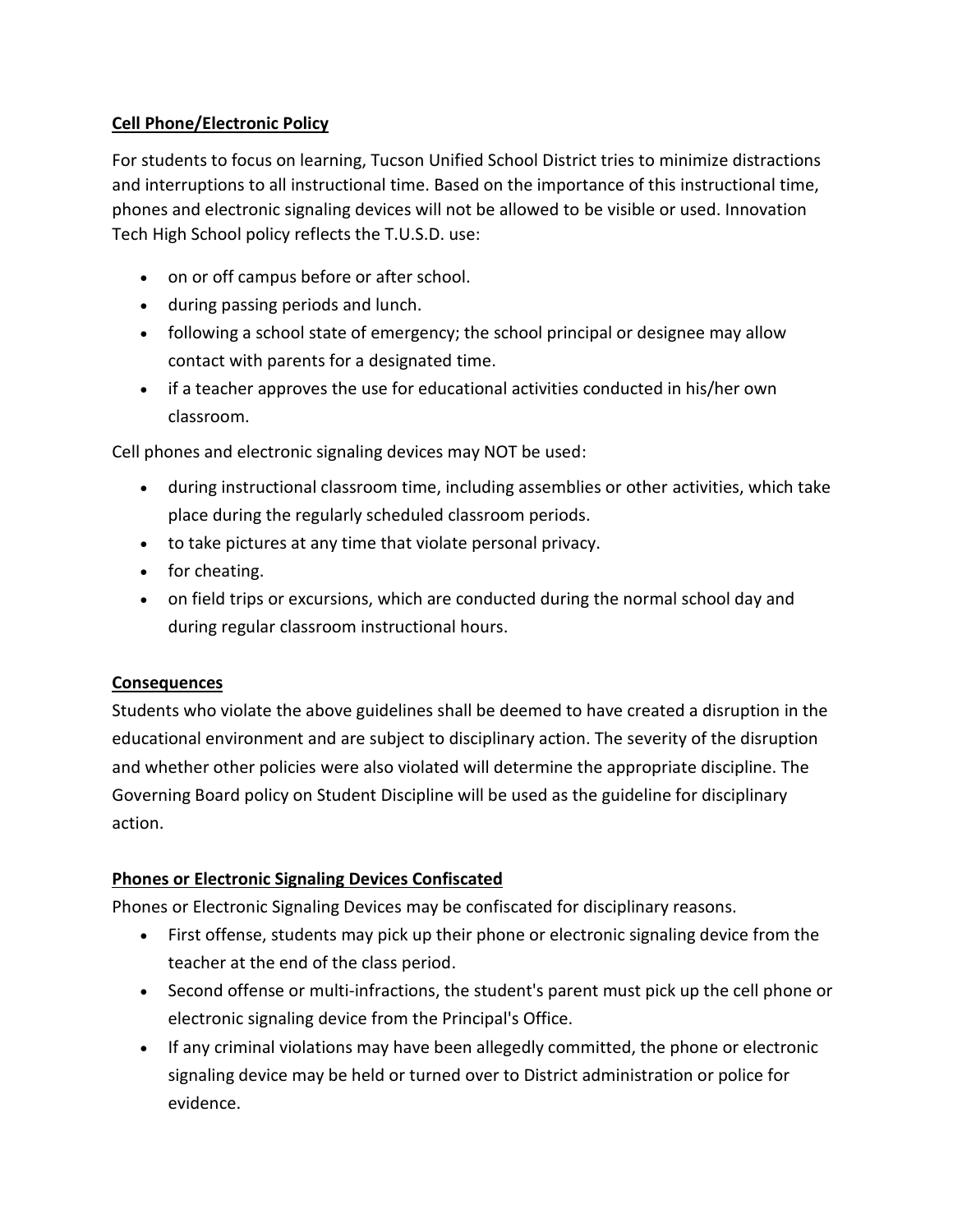## Cell Phone/Electronic Policy

For students to focus on learning, Tucson Unified School District tries to minimize distractions and interruptions to all instructional time. Based on the importance of this instructional time, phones and electronic signaling devices will not be allowed to be visible or used. Innovation Tech High School policy reflects the T.U.S.D. use:

- on or off campus before or after school.
- during passing periods and lunch.
- following a school state of emergency; the school principal or designee may allow contact with parents for a designated time.
- if a teacher approves the use for educational activities conducted in his/her own classroom.

Cell phones and electronic signaling devices may NOT be used:

- during instructional classroom time, including assemblies or other activities, which take place during the regularly scheduled classroom periods.
- to take pictures at any time that violate personal privacy.
- for cheating.
- on field trips or excursions, which are conducted during the normal school day and during regular classroom instructional hours.

## Consequences

Students who violate the above guidelines shall be deemed to have created a disruption in the educational environment and are subject to disciplinary action. The severity of the disruption and whether other policies were also violated will determine the appropriate discipline. The Governing Board policy on Student Discipline will be used as the guideline for disciplinary action.

## Phones or Electronic Signaling Devices Confiscated

Phones or Electronic Signaling Devices may be confiscated for disciplinary reasons.

- First offense, students may pick up their phone or electronic signaling device from the teacher at the end of the class period.
- Second offense or multi-infractions, the student's parent must pick up the cell phone or electronic signaling device from the Principal's Office.
- If any criminal violations may have been allegedly committed, the phone or electronic signaling device may be held or turned over to District administration or police for evidence.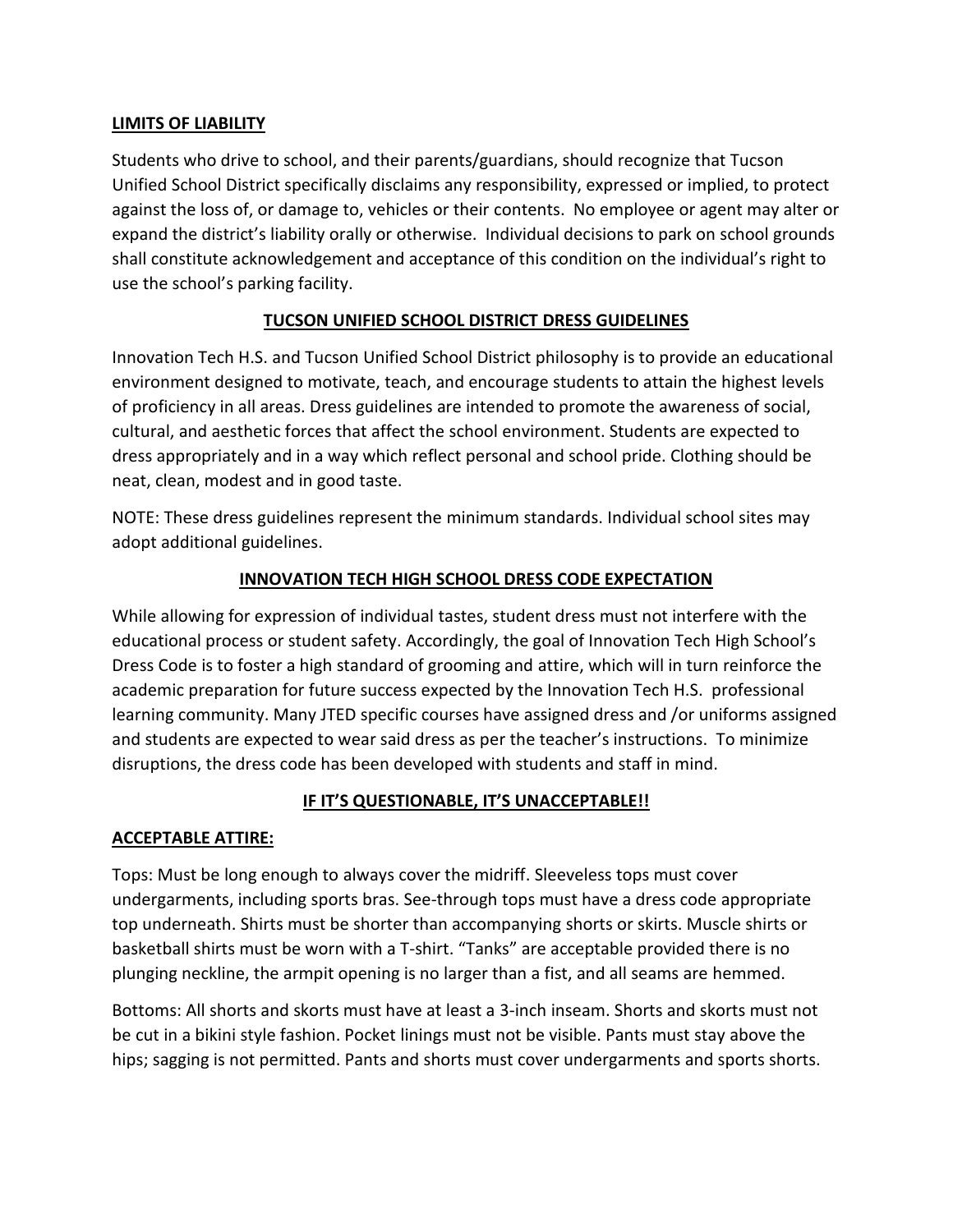**LIMITS OF LIABILITY**

Students who drive to school, and their parents/guardians, should recognize that Tucson Unified School District specifically disclaims any responsibility, expressed or implied, to protect against the loss of, or damage to, vehicles or their contents. No employee or agent may alter or expand the district's liability orally or otherwise. Individual decisions to park on school grounds shall constitute acknowledgement and acceptance of this condition on the individual's right to use the school's parking facility.

**TUCSON UNIFIED SCHOOL DISTRICT DRESS GUIDELINES**

Innovation Tech H.S. and Tucson Unified School District philosophy is to provide an educational environment designed to motivate, teach, and encourage students to attain the highest levels of proficiency in all areas. Dress guidelines are intended to promote the awareness of social, cultural, and aesthetic forces that affect the school environment. Students are expected to dress appropriately and in a way which reflect personal and school pride. Clothing should be neat, clean, modest and in good taste.

NOTE: These dress guidelines represent the minimum standards. Individual school sites may adopt additional guidelines.

**INNOVATION TECH HIGH SCHOOL DRESS CODE EXPECTATION**

While allowing for expression of individual tastes, student dress must not interfere with the educational process or student safety. Accordingly, the goal of Innovation Tech High School's Dress Code is to foster a high standard of grooming and attire, which will in turn reinforce the academic preparation for future success expected by the Innovation Tech H.S. professional learning community. Many JTED specific courses have assigned dress and /or uniforms assigned and students are expected to wear said dress as per the teacher's instructions. To minimize disruptions, the dress code has been developed with students and staff in mind.

**IF IT'S QUESTIONABLE, IT'S UNACCEPTABLE!!**

**ACCEPTABLE ATTIRE:**

Tops: Must be long enough to always cover the midriff. Sleeveless tops must cover undergarments, including sports bras. See-through tops must have a dress code appropriate top underneath. Shirts must be shorter than accompanying shorts or skirts. Muscle shirts or basketball shirts must be worn with a T-shirt. "Tanks" are acceptable provided there is no plunging neckline, the armpit opening is no larger than a fist, and all seams are hemmed.

Bottoms: All shorts and skorts must have at least a 3-inch inseam. Shorts and skorts must not be cut in a bikini style fashion. Pocket linings must not be visible. Pants must stay above the hips; sagging is not permitted. Pants and shorts must cover undergarments and sports shorts.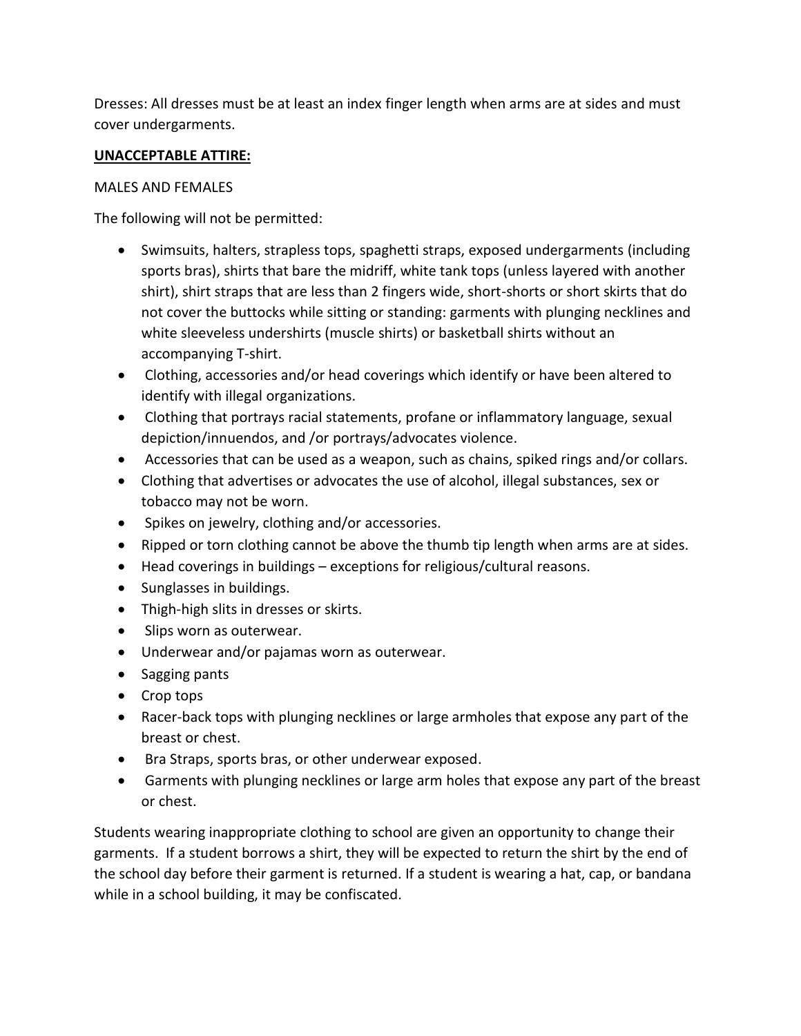Dresses: All dresses must be at least an index finger length when arms are at sides and must cover undergarments.

**UNACCEPTABLE ATTIRE:**

MALES AND FEMALES

The following will not be permitted:

- Swimsuits, halters, strapless tops, spaghetti straps, exposed undergarments (including sports bras), shirts that bare the midriff, white tank tops (unless layered with another shirt), shirt straps that are less than 2 fingers wide, short-shorts or short skirts that do not cover the buttocks while sitting or standing: garments with plunging necklines and white sleeveless undershirts (muscle shirts) or basketball shirts without an accompanying T-shirt.
- Clothing, accessories and/or head coverings which identify or have been altered to identify with illegal organizations.
- Clothing that portrays racial statements, profane or inflammatory language, sexual depiction/innuendos, and /or portrays/advocates violence.
- Accessories that can be used as a weapon, such as chains, spiked rings and/or collars.
- Clothing that advertises or advocates the use of alcohol, illegal substances, sex or tobacco may not be worn.
- Spikes on jewelry, clothing and/or accessories.
- Ripped or torn clothing cannot be above the thumb tip length when arms are at sides.
- Head coverings in buildings – exceptions for religious/cultural reasons.
- Sunglasses in buildings.
- Thigh-high slits in dresses or skirts.
- Slips worn as outerwear.
- Underwear and/or pajamas worn as outerwear.
- Sagging pants
- Crop tops
- Racer-back tops with plunging necklines or large armholes that expose any part of the breast or chest.
- Bra Straps, sports bras, or other underwear exposed.
- Garments with plunging necklines or large arm holes that expose any part of the breast or chest.

Students wearing inappropriate clothing to school are given an opportunity to change their garments. If a student borrows a shirt, they will be expected to return the shirt by the end of the school day before their garment is returned. If a student is wearing a hat, cap, or bandana while in a school building, it may be confiscated.